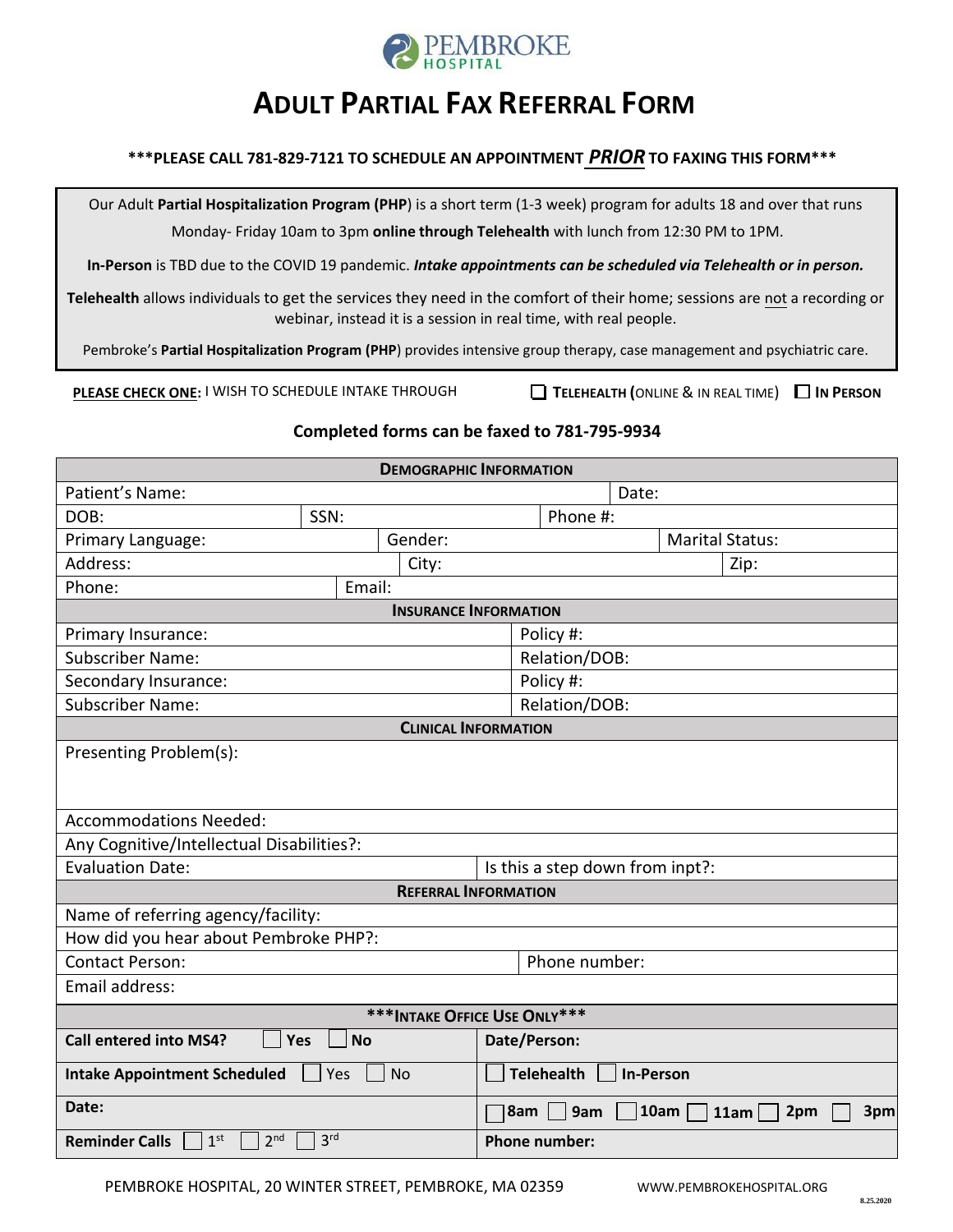PEMBROKE HOSPITAL

# ADULT PARTIAL FAX REFERRAL FORM

**\*\*\*PLEASE CALL 781-829-7121 TO SCHEDULE AN APPOINTMENT *PRIOR* TO FAXING THIS FORM\*\*\***

Our Adult **Partial Hospitalization Program (PHP)** is a short term (1-3 week) program for adults 18 and over that runs Monday- Friday 10am to 3pm **online through Telehealth** with lunch from 12:30 PM to 1PM.

**In-Person** is TBD due to the COVID 19 pandemic. ***Intake appointments can be scheduled via Telehealth or in person.***

**Telehealth** allows individuals to get the services they need in the comfort of their home; sessions are not a recording or webinar, instead it is a session in real time, with real people.

Pembroke's **Partial Hospitalization Program (PHP)** provides intensive group therapy, case management and psychiatric care.

**PLEASE CHECK ONE:** I WISH TO SCHEDULE INTAKE THROUGH ☐ **TELEHEALTH (**ONLINE & IN REAL TIME) ☐ **IN PERSON**

**Completed forms can be faxed to 781-795-9934**

| **DEMOGRAPHIC INFORMATION** | | | |
|---|---|---|---|
| Patient's Name: | | | Date: |
| DOB: | SSN: | Phone #: | |
| Primary Language: | Gender: | | Marital Status: |
| Address: | City: | | Zip: |
| Phone: | Email: | | |
| **INSURANCE INFORMATION** | | | |
| Primary Insurance: | | Policy #: | |
| Subscriber Name: | | Relation/DOB: | |
| Secondary Insurance: | | Policy #: | |
| Subscriber Name: | | Relation/DOB: | |
| **CLINICAL INFORMATION** | | | |
| Presenting Problem(s): | | | |
| Accommodations Needed: | | | |
| Any Cognitive/Intellectual Disabilities?: | | | |
| Evaluation Date: | | Is this a step down from inpt?: | |
| **REFERRAL INFORMATION** | | | |
| Name of referring agency/facility: | | | |
| How did you hear about Pembroke PHP?: | | | |
| Contact Person: | | Phone number: | |
| Email address: | | | |

| **\*\*\*INTAKE OFFICE USE ONLY\*\*\*** | |
|---|---|
| **Call entered into MS4?** ☐ **Yes** ☐ **No** | **Date/Person:** |
| **Intake Appointment Scheduled** ☐ Yes ☐ No | ☐ **Telehealth** ☐ **In-Person** |
| **Date:** | ☐ **8am** ☐ **9am** ☐ **10am** ☐ **11am** ☐ **2pm** ☐ **3pm** |
| **Reminder Calls** ☐ 1st ☐ 2nd ☐ 3rd | **Phone number:** |

PEMBROKE HOSPITAL, 20 WINTER STREET, PEMBROKE, MA 02359 WWW.PEMBROKEHOSPITAL.ORG

8.25.2020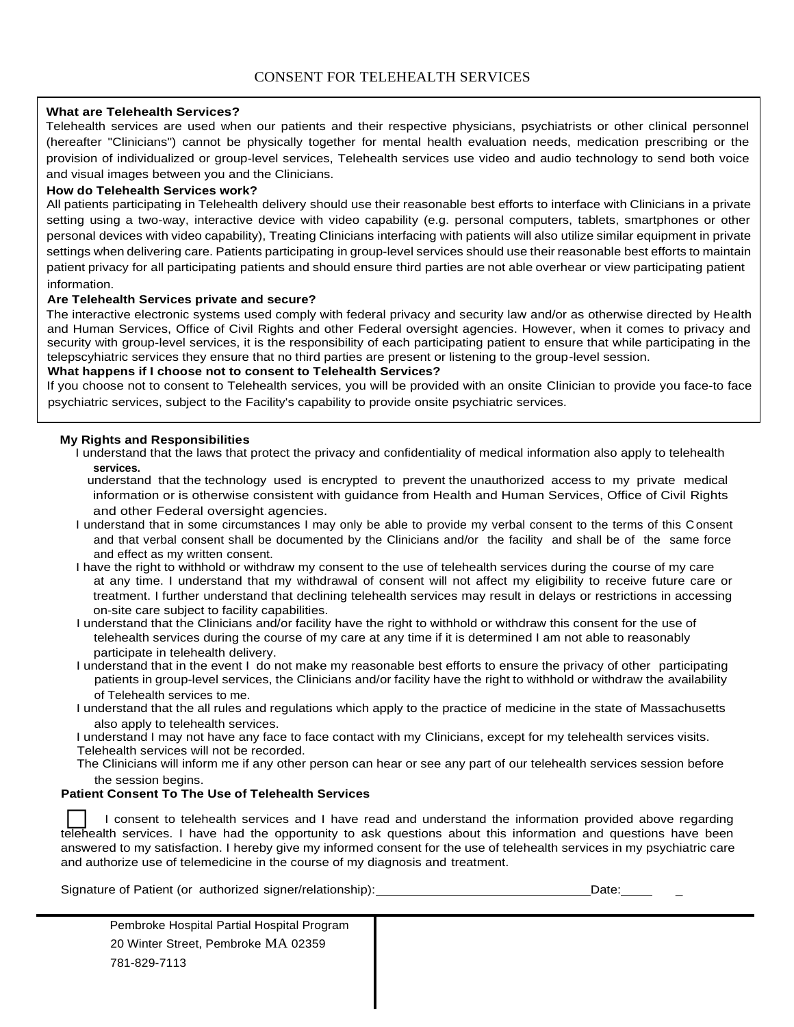# CONSENT FOR TELEHEALTH SERVICES

**What are Telehealth Services?**

Telehealth services are used when our patients and their respective physicians, psychiatrists or other clinical personnel (hereafter "Clinicians") cannot be physically together for mental health evaluation needs, medication prescribing or the provision of individualized or group-level services, Telehealth services use video and audio technology to send both voice and visual images between you and the Clinicians.

**How do Telehealth Services work?**

All patients participating in Telehealth delivery should use their reasonable best efforts to interface with Clinicians in a private setting using a two-way, interactive device with video capability (e.g. personal computers, tablets, smartphones or other personal devices with video capability), Treating Clinicians interfacing with patients will also utilize similar equipment in private settings when delivering care. Patients participating in group-level services should use their reasonable best efforts to maintain patient privacy for all participating patients and should ensure third parties are not able overhear or view participating patient information.

**Are Telehealth Services private and secure?**

The interactive electronic systems used comply with federal privacy and security law and/or as otherwise directed by Health and Human Services, Office of Civil Rights and other Federal oversight agencies. However, when it comes to privacy and security with group-level services, it is the responsibility of each participating patient to ensure that while participating in the telepscyhiatric services they ensure that no third parties are present or listening to the group-level session.

**What happens if I choose not to consent to Telehealth Services?**

If you choose not to consent to Telehealth services, you will be provided with an onsite Clinician to provide you face-to face psychiatric services, subject to the Facility's capability to provide onsite psychiatric services.

**My Rights and Responsibilities**

I understand that the laws that protect the privacy and confidentiality of medical information also apply to telehealth services.

understand that the technology used is encrypted to prevent the unauthorized access to my private medical information or is otherwise consistent with guidance from Health and Human Services, Office of Civil Rights and other Federal oversight agencies.

I understand that in some circumstances I may only be able to provide my verbal consent to the terms of this Consent and that verbal consent shall be documented by the Clinicians and/or the facility and shall be of the same force and effect as my written consent.

I have the right to withhold or withdraw my consent to the use of telehealth services during the course of my care at any time. I understand that my withdrawal of consent will not affect my eligibility to receive future care or treatment. I further understand that declining telehealth services may result in delays or restrictions in accessing on-site care subject to facility capabilities.

I understand that the Clinicians and/or facility have the right to withhold or withdraw this consent for the use of telehealth services during the course of my care at any time if it is determined I am not able to reasonably participate in telehealth delivery.

I understand that in the event I do not make my reasonable best efforts to ensure the privacy of other participating patients in group-level services, the Clinicians and/or facility have the right to withhold or withdraw the availability of Telehealth services to me.

I understand that the all rules and regulations which apply to the practice of medicine in the state of Massachusetts also apply to telehealth services.

I understand I may not have any face to face contact with my Clinicians, except for my telehealth services visits.

Telehealth services will not be recorded.

The Clinicians will inform me if any other person can hear or see any part of our telehealth services session before the session begins.

**Patient Consent To The Use of Telehealth Services**

☐ I consent to telehealth services and I have read and understand the information provided above regarding telehealth services. I have had the opportunity to ask questions about this information and questions have been answered to my satisfaction. I hereby give my informed consent for the use of telehealth services in my psychiatric care and authorize use of telemedicine in the course of my diagnosis and treatment.

Signature of Patient (or authorized signer/relationship):______________________________Date:____ _

Pembroke Hospital Partial Hospital Program
20 Winter Street, Pembroke MA 02359
781-829-7113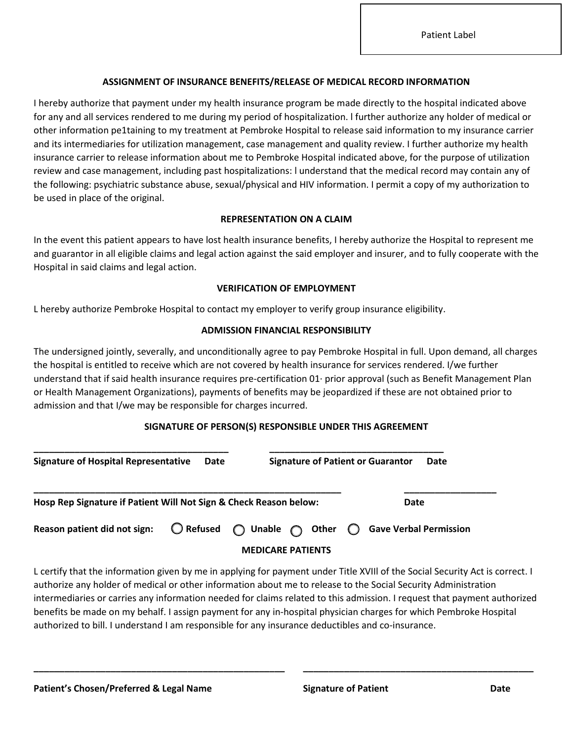Patient Label

## ASSIGNMENT OF INSURANCE BENEFITS/RELEASE OF MEDICAL RECORD INFORMATION

I hereby authorize that payment under my health insurance program be made directly to the hospital indicated above for any and all services rendered to me during my period of hospitalization. l further authorize any holder of medical or other information pe1taining to my treatment at Pembroke Hospital to release said information to my insurance carrier and its intermediaries for utilization management, case management and quality review. I further authorize my health insurance carrier to release information about me to Pembroke Hospital indicated above, for the purpose of utilization review and case management, including past hospitalizations: l understand that the medical record may contain any of the following: psychiatric substance abuse, sexual/physical and HIV information. I permit a copy of my authorization to be used in place of the original.

## REPRESENTATION ON A CLAIM

In the event this patient appears to have lost health insurance benefits, I hereby authorize the Hospital to represent me and guarantor in all eligible claims and legal action against the said employer and insurer, and to fully cooperate with the Hospital in said claims and legal action.

## VERIFICATION OF EMPLOYMENT

L hereby authorize Pembroke Hospital to contact my employer to verify group insurance eligibility.

## ADMISSION FINANCIAL RESPONSIBILITY

The undersigned jointly, severally, and unconditionally agree to pay Pembroke Hospital in full. Upon demand, all charges the hospital is entitled to receive which are not covered by health insurance for services rendered. I/we further understand that if said health insurance requires pre-certification 01· prior approval (such as Benefit Management Plan or Health Management Organizations), payments of benefits may be jeopardized if these are not obtained prior to admission and that I/we may be responsible for charges incurred.

## SIGNATURE OF PERSON(S) RESPONSIBLE UNDER THIS AGREEMENT

______________________________________ ______________________________________

**Signature of Hospital Representative Date** **Signature of Patient or Guarantor Date**

____________________________________________________________ __________________

**Hosp Rep Signature if Patient Will Not Sign & Check Reason below:** **Date**

**Reason patient did not sign:** ○ **Refused** ○ **Unable** ○ **Other** ○ **Gave Verbal Permission**

## MEDICARE PATIENTS

L certify that the information given by me in applying for payment under Title XVIIl of the Social Security Act is correct. I authorize any holder of medical or other information about me to release to the Social Security Administration intermediaries or carries any information needed for claims related to this admission. I request that payment authorized benefits be made on my behalf. I assign payment for any in-hospital physician charges for which Pembroke Hospital authorized to bill. I understand I am responsible for any insurance deductibles and co-insurance.

__________________________________________________ ______________________________________________

**Patient's Chosen/Preferred & Legal Name** **Signature of Patient** **Date**